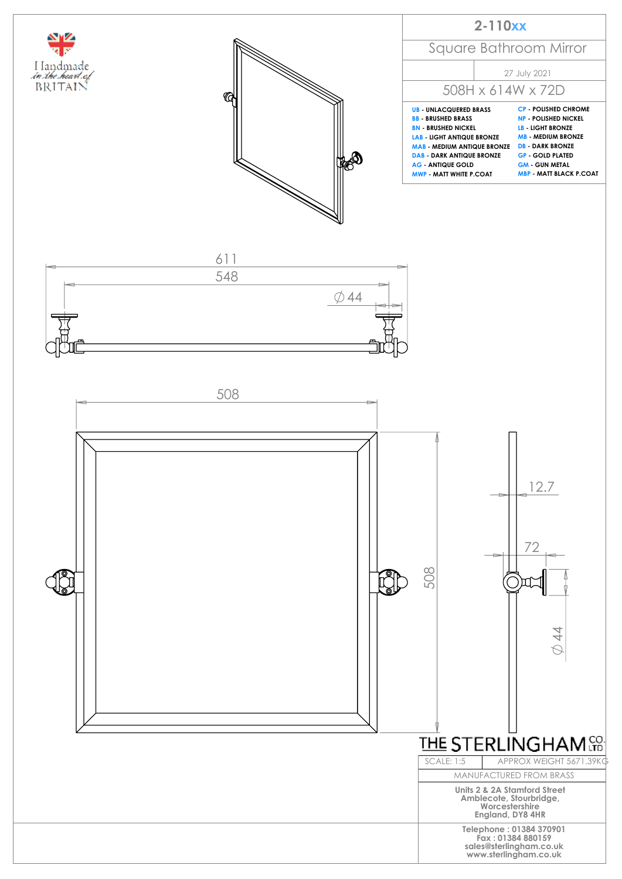Handmade *in the heart of* BRITAIN

# 2-110xx

## Square Bathroom Mirror

27 July 2021

508H x 614W x 72D

| | |
|---|---|
| **UB** - UNLACQUERED BRASS | **CP** - POLISHED CHROME |
| **BB** - BRUSHED BRASS | **NP** - POLISHED NICKEL |
| **BN** - BRUSHED NICKEL | **LB** - LIGHT BRONZE |
| **LAB** - LIGHT ANTIQUE BRONZE | **MB** - MEDIUM BRONZE |
| **MAB** - MEDIUM ANTIQUE BRONZE | **DB** - DARK BRONZE |
| **DAB** - DARK ANTIQUE BRONZE | **GP** - GOLD PLATED |
| **AG** - ANTIQUE GOLD | **GM** - GUN METAL |
| **MWP** - MATT WHITE P.COAT | **MBP** - MATT BLACK P.COAT |

611

548

∅44

508

508

12.7

72

∅44

THE STERLINGHAM CO. LTD

| SCALE: 1:5 | APPROX WEIGHT 5671.39KG |
|---|---|

MANUFACTURED FROM BRASS

Units 2 & 2A Stamford Street
Amblecote, Stourbridge,
Worcestershire
England, DY8 4HR

Telephone : 01384 370901
Fax : 01384 880159
sales@sterlingham.co.uk
www.sterlingham.co.uk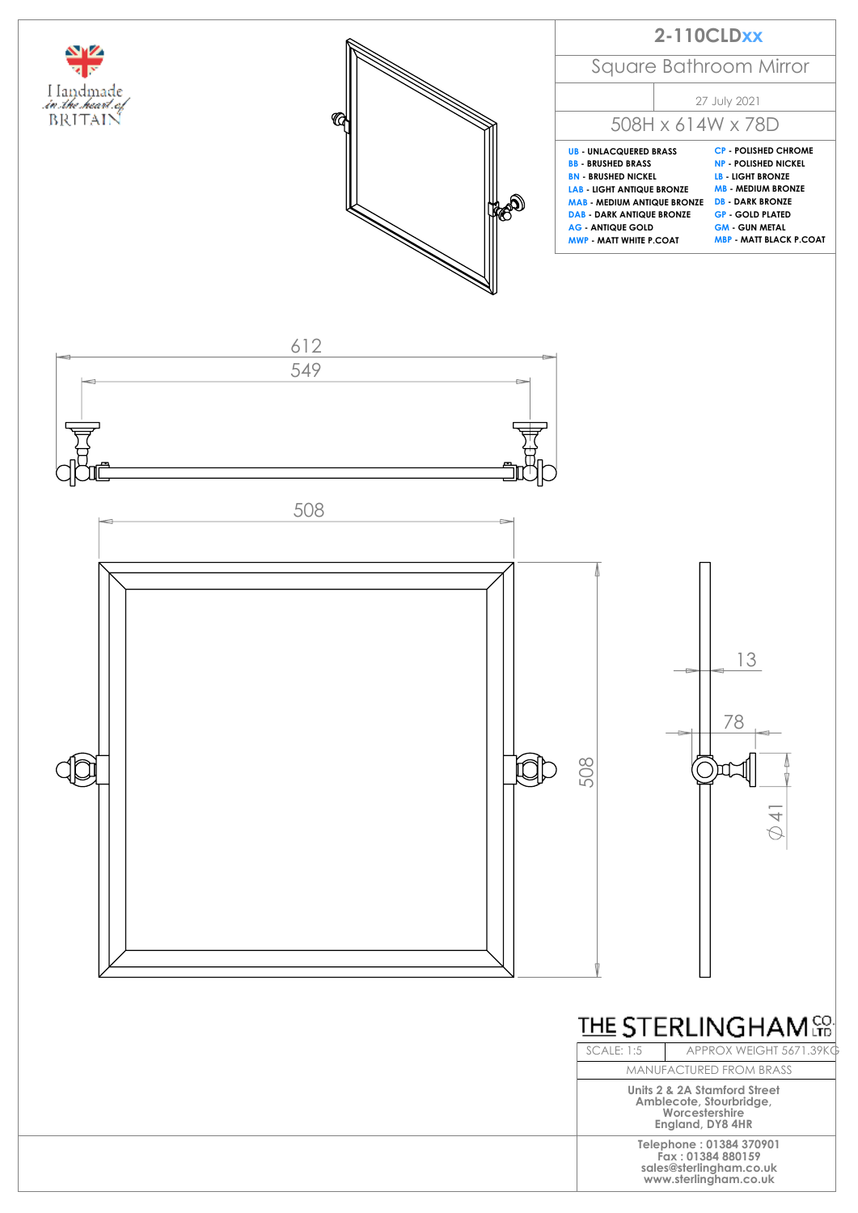Handmade in the heart of BRITAIN

# 2-110CLDxx

## Square Bathroom Mirror

27 July 2021

508H x 614W x 78D

| | |
|---|---|
| **UB** - UNLACQUERED BRASS | **CP** - POLISHED CHROME |
| **BB** - BRUSHED BRASS | **NP** - POLISHED NICKEL |
| **BN** - BRUSHED NICKEL | **LB** - LIGHT BRONZE |
| **LAB** - LIGHT ANTIQUE BRONZE | **MB** - MEDIUM BRONZE |
| **MAB** - MEDIUM ANTIQUE BRONZE | **DB** - DARK BRONZE |
| **DAB** - DARK ANTIQUE BRONZE | **GP** - GOLD PLATED |
| **AG** - ANTIQUE GOLD | **GM** - GUN METAL |
| **MWP** - MATT WHITE P.COAT | **MBP** - MATT BLACK P.COAT |

612

549

508

508

13

78

$\phi$ 41

THE STERLINGHAM CO. LTD

| | |
|---|---|
| SCALE: 1:5 | APPROX WEIGHT 5671.39KG |

MANUFACTURED FROM BRASS

**Units 2 & 2A Stamford Street**
**Amblecote, Stourbridge,**
**Worcestershire**
**England, DY8 4HR**

**Telephone : 01384 370901**
**Fax : 01384 880159**
**sales@sterlingham.co.uk**
**www.sterlingham.co.uk**